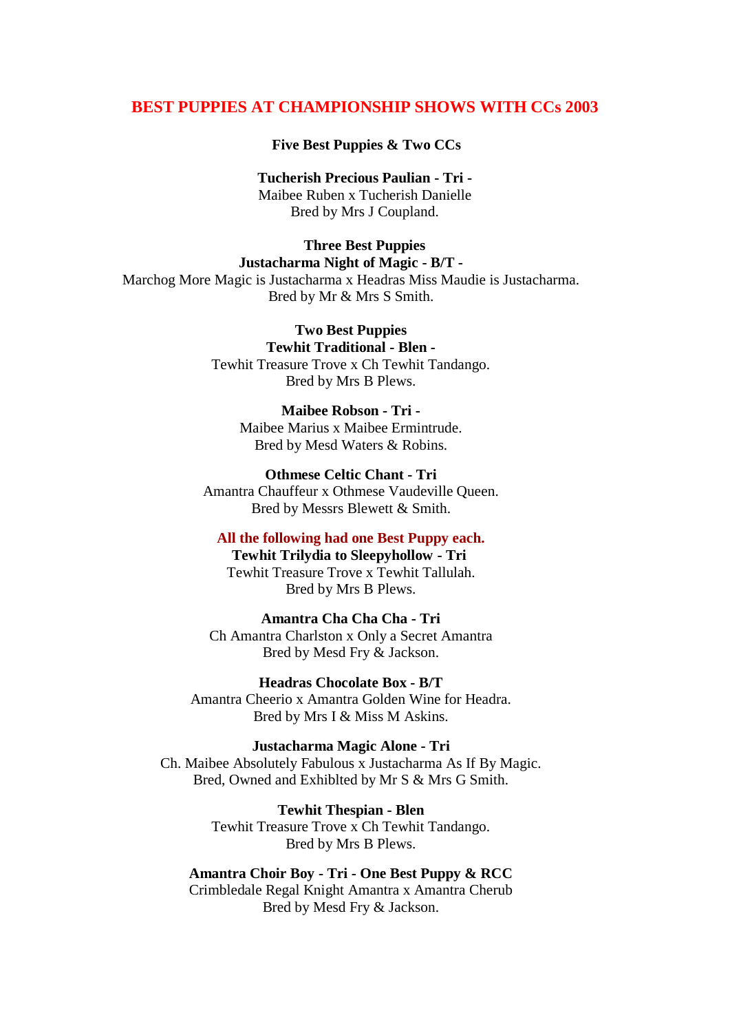# BEST PUPPIES AT CHAMPIONSHIP SHOWS WITH CCs 2003

**Five Best Puppies & Two CCs**

**Tucherish Precious Paulian - Tri -**
Maibee Ruben x Tucherish Danielle
Bred by Mrs J Coupland.

**Three Best Puppies**
**Justacharma Night of Magic - B/T -**
Marchog More Magic is Justacharma x Headras Miss Maudie is Justacharma.
Bred by Mr & Mrs S Smith.

**Two Best Puppies**
**Tewhit Traditional - Blen -**
Tewhit Treasure Trove x Ch Tewhit Tandango.
Bred by Mrs B Plews.

**Maibee Robson - Tri -**
Maibee Marius x Maibee Ermintrude.
Bred by Mesd Waters & Robins.

**Othmese Celtic Chant - Tri**
Amantra Chauffeur x Othmese Vaudeville Queen.
Bred by Messrs Blewett & Smith.

**All the following had one Best Puppy each.**

**Tewhit Trilydia to Sleepyhollow - Tri**
Tewhit Treasure Trove x Tewhit Tallulah.
Bred by Mrs B Plews.

**Amantra Cha Cha Cha - Tri**
Ch Amantra Charlston x Only a Secret Amantra
Bred by Mesd Fry & Jackson.

**Headras Chocolate Box - B/T**
Amantra Cheerio x Amantra Golden Wine for Headra.
Bred by Mrs I & Miss M Askins.

**Justacharma Magic Alone - Tri**
Ch. Maibee Absolutely Fabulous x Justacharma As If By Magic.
Bred, Owned and Exhiblted by Mr S & Mrs G Smith.

**Tewhit Thespian - Blen**
Tewhit Treasure Trove x Ch Tewhit Tandango.
Bred by Mrs B Plews.

**Amantra Choir Boy - Tri - One Best Puppy & RCC**
Crimbledale Regal Knight Amantra x Amantra Cherub
Bred by Mesd Fry & Jackson.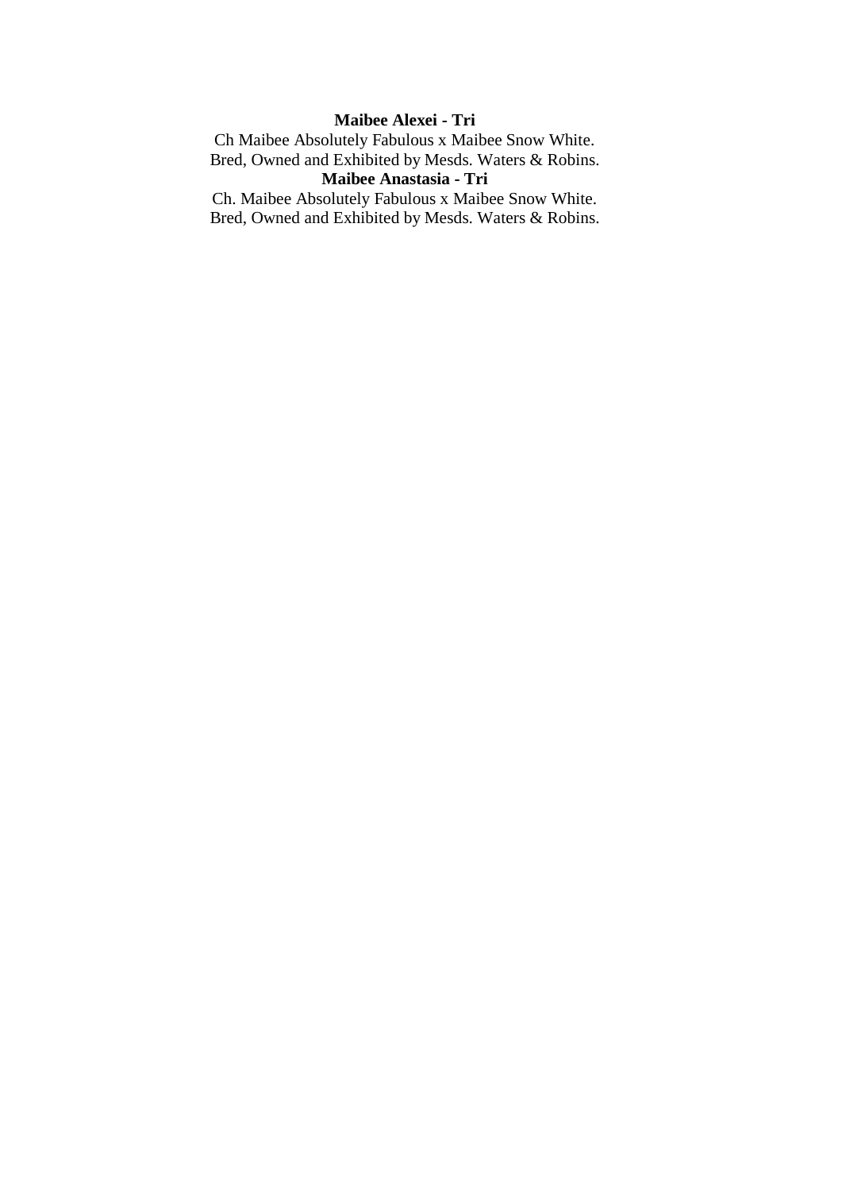**Maibee Alexei - Tri**

Ch Maibee Absolutely Fabulous x Maibee Snow White.
Bred, Owned and Exhibited by Mesds. Waters & Robins.

**Maibee Anastasia - Tri**

Ch. Maibee Absolutely Fabulous x Maibee Snow White.
Bred, Owned and Exhibited by Mesds. Waters & Robins.